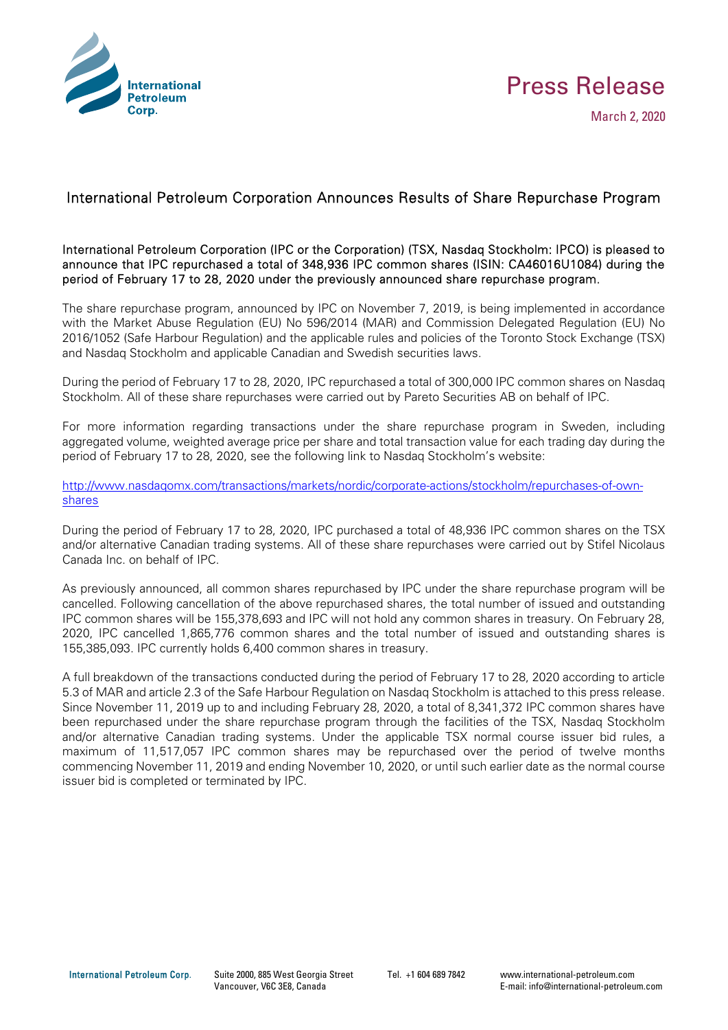# Press Release

March 2, 2020

## International Petroleum Corporation Announces Results of Share Repurchase Program

**International Petroleum Corporation (IPC or the Corporation) (TSX, Nasdaq Stockholm: IPCO) is pleased to announce that IPC repurchased a total of 348,936 IPC common shares (ISIN: CA46016U1084) during the period of February 17 to 28, 2020 under the previously announced share repurchase program.**

The share repurchase program, announced by IPC on November 7, 2019, is being implemented in accordance with the Market Abuse Regulation (EU) No 596/2014 (MAR) and Commission Delegated Regulation (EU) No 2016/1052 (Safe Harbour Regulation) and the applicable rules and policies of the Toronto Stock Exchange (TSX) and Nasdaq Stockholm and applicable Canadian and Swedish securities laws.

During the period of February 17 to 28, 2020, IPC repurchased a total of 300,000 IPC common shares on Nasdaq Stockholm. All of these share repurchases were carried out by Pareto Securities AB on behalf of IPC.

For more information regarding transactions under the share repurchase program in Sweden, including aggregated volume, weighted average price per share and total transaction value for each trading day during the period of February 17 to 28, 2020, see the following link to Nasdaq Stockholm's website:

http://www.nasdaqomx.com/transactions/markets/nordic/corporate-actions/stockholm/repurchases-of-own-shares

During the period of February 17 to 28, 2020, IPC purchased a total of 48,936 IPC common shares on the TSX and/or alternative Canadian trading systems. All of these share repurchases were carried out by Stifel Nicolaus Canada Inc. on behalf of IPC.

As previously announced, all common shares repurchased by IPC under the share repurchase program will be cancelled. Following cancellation of the above repurchased shares, the total number of issued and outstanding IPC common shares will be 155,378,693 and IPC will not hold any common shares in treasury. On February 28, 2020, IPC cancelled 1,865,776 common shares and the total number of issued and outstanding shares is 155,385,093. IPC currently holds 6,400 common shares in treasury.

A full breakdown of the transactions conducted during the period of February 17 to 28, 2020 according to article 5.3 of MAR and article 2.3 of the Safe Harbour Regulation on Nasdaq Stockholm is attached to this press release. Since November 11, 2019 up to and including February 28, 2020, a total of 8,341,372 IPC common shares have been repurchased under the share repurchase program through the facilities of the TSX, Nasdaq Stockholm and/or alternative Canadian trading systems. Under the applicable TSX normal course issuer bid rules, a maximum of 11,517,057 IPC common shares may be repurchased over the period of twelve months commencing November 11, 2019 and ending November 10, 2020, or until such earlier date as the normal course issuer bid is completed or terminated by IPC.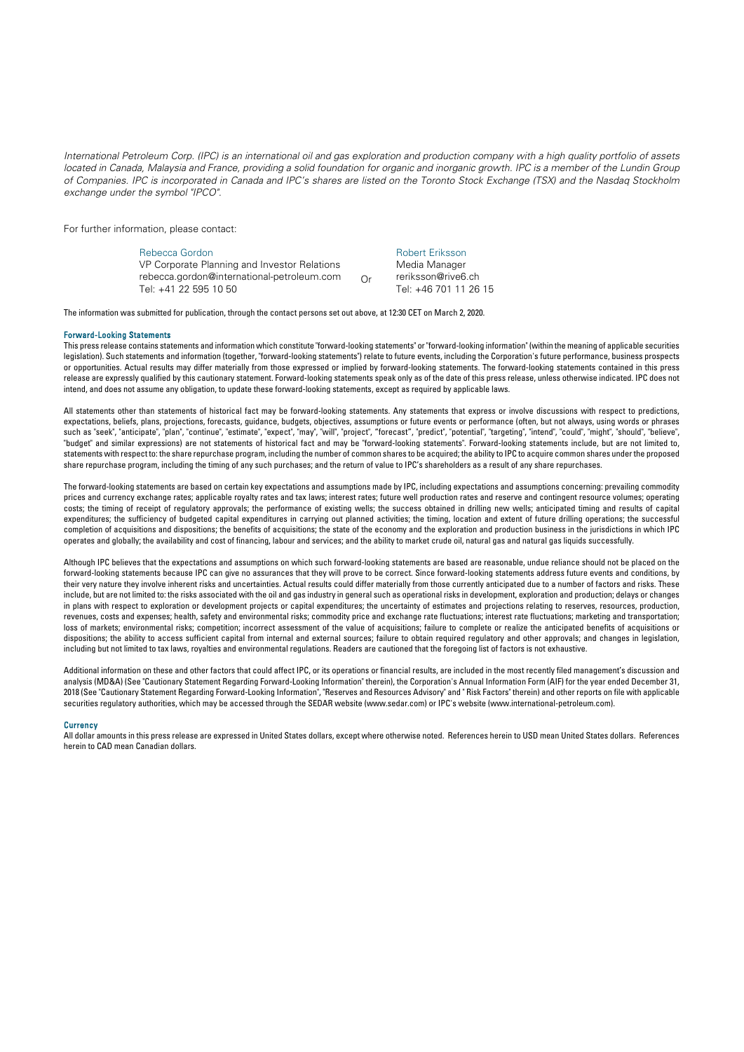*International Petroleum Corp. (IPC) is an international oil and gas exploration and production company with a high quality portfolio of assets located in Canada, Malaysia and France, providing a solid foundation for organic and inorganic growth. IPC is a member of the Lundin Group of Companies. IPC is incorporated in Canada and IPC's shares are listed on the Toronto Stock Exchange (TSX) and the Nasdaq Stockholm exchange under the symbol "IPCO".*

For further information, please contact:

| | | |
|---|---|---|
| Rebecca Gordon<br>VP Corporate Planning and Investor Relations<br>rebecca.gordon@international-petroleum.com<br>Tel: +41 22 595 10 50 | Or | Robert Eriksson<br>Media Manager<br>reriksson@rive6.ch<br>Tel: +46 701 11 26 15 |

The information was submitted for publication, through the contact persons set out above, at 12:30 CET on March 2, 2020.

### Forward-Looking Statements

This press release contains statements and information which constitute "forward-looking statements" or "forward-looking information" (within the meaning of applicable securities legislation). Such statements and information (together, "forward-looking statements") relate to future events, including the Corporation's future performance, business prospects or opportunities. Actual results may differ materially from those expressed or implied by forward-looking statements. The forward-looking statements contained in this press release are expressly qualified by this cautionary statement. Forward-looking statements speak only as of the date of this press release, unless otherwise indicated. IPC does not intend, and does not assume any obligation, to update these forward-looking statements, except as required by applicable laws.

All statements other than statements of historical fact may be forward-looking statements. Any statements that express or involve discussions with respect to predictions, expectations, beliefs, plans, projections, forecasts, guidance, budgets, objectives, assumptions or future events or performance (often, but not always, using words or phrases such as "seek", "anticipate", "plan", "continue", "estimate", "expect", "may", "will", "project", "forecast", "predict", "potential", "targeting", "intend", "could", "might", "should", "believe", "budget" and similar expressions) are not statements of historical fact and may be "forward-looking statements". Forward-looking statements include, but are not limited to, statements with respect to: the share repurchase program, including the number of common shares to be acquired; the ability to IPC to acquire common shares under the proposed share repurchase program, including the timing of any such purchases; and the return of value to IPC's shareholders as a result of any share repurchases.

The forward-looking statements are based on certain key expectations and assumptions made by IPC, including expectations and assumptions concerning: prevailing commodity prices and currency exchange rates; applicable royalty rates and tax laws; interest rates; future well production rates and reserve and contingent resource volumes; operating costs; the timing of receipt of regulatory approvals; the performance of existing wells; the success obtained in drilling new wells; anticipated timing and results of capital expenditures; the sufficiency of budgeted capital expenditures in carrying out planned activities; the timing, location and extent of future drilling operations; the successful completion of acquisitions and dispositions; the benefits of acquisitions; the state of the economy and the exploration and production business in the jurisdictions in which IPC operates and globally; the availability and cost of financing, labour and services; and the ability to market crude oil, natural gas and natural gas liquids successfully.

Although IPC believes that the expectations and assumptions on which such forward-looking statements are based are reasonable, undue reliance should not be placed on the forward-looking statements because IPC can give no assurances that they will prove to be correct. Since forward-looking statements address future events and conditions, by their very nature they involve inherent risks and uncertainties. Actual results could differ materially from those currently anticipated due to a number of factors and risks. These include, but are not limited to: the risks associated with the oil and gas industry in general such as operational risks in development, exploration and production; delays or changes in plans with respect to exploration or development projects or capital expenditures; the uncertainty of estimates and projections relating to reserves, resources, production, revenues, costs and expenses; health, safety and environmental risks; commodity price and exchange rate fluctuations; interest rate fluctuations; marketing and transportation; loss of markets; environmental risks; competition; incorrect assessment of the value of acquisitions; failure to complete or realize the anticipated benefits of acquisitions or dispositions; the ability to access sufficient capital from internal and external sources; failure to obtain required regulatory and other approvals; and changes in legislation, including but not limited to tax laws, royalties and environmental regulations. Readers are cautioned that the foregoing list of factors is not exhaustive.

Additional information on these and other factors that could affect IPC, or its operations or financial results, are included in the most recently filed management's discussion and analysis (MD&A) (See "Cautionary Statement Regarding Forward-Looking Information" therein), the Corporation's Annual Information Form (AIF) for the year ended December 31, 2018 (See "Cautionary Statement Regarding Forward-Looking Information", "Reserves and Resources Advisory" and " Risk Factors" therein) and other reports on file with applicable securities regulatory authorities, which may be accessed through the SEDAR website (www.sedar.com) or IPC's website (www.international-petroleum.com).

### Currency

All dollar amounts in this press release are expressed in United States dollars, except where otherwise noted. References herein to USD mean United States dollars. References herein to CAD mean Canadian dollars.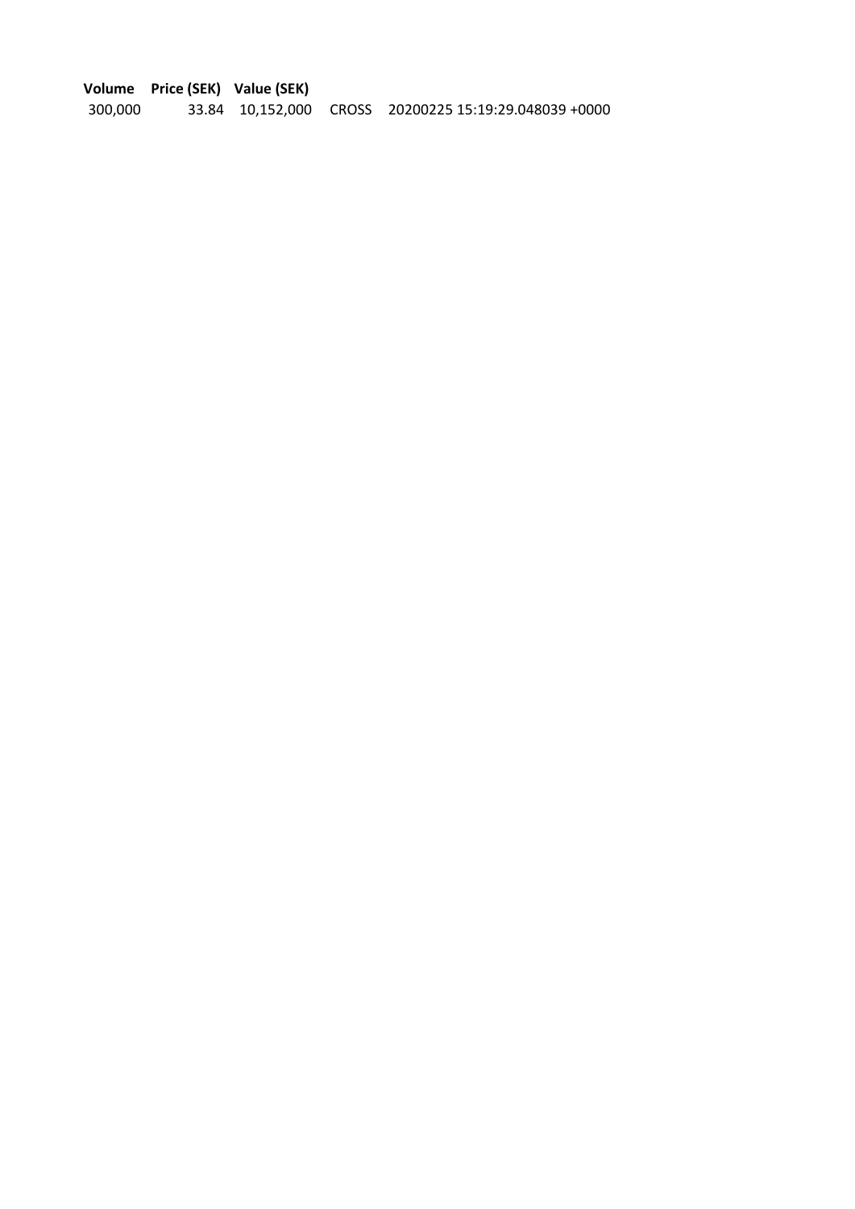| Volume | Price (SEK) | Value (SEK) | | |
|---|---|---|---|---|
| 300,000 | 33.84 | 10,152,000 | CROSS | 20200225 15:19:29.048039 +0000 |